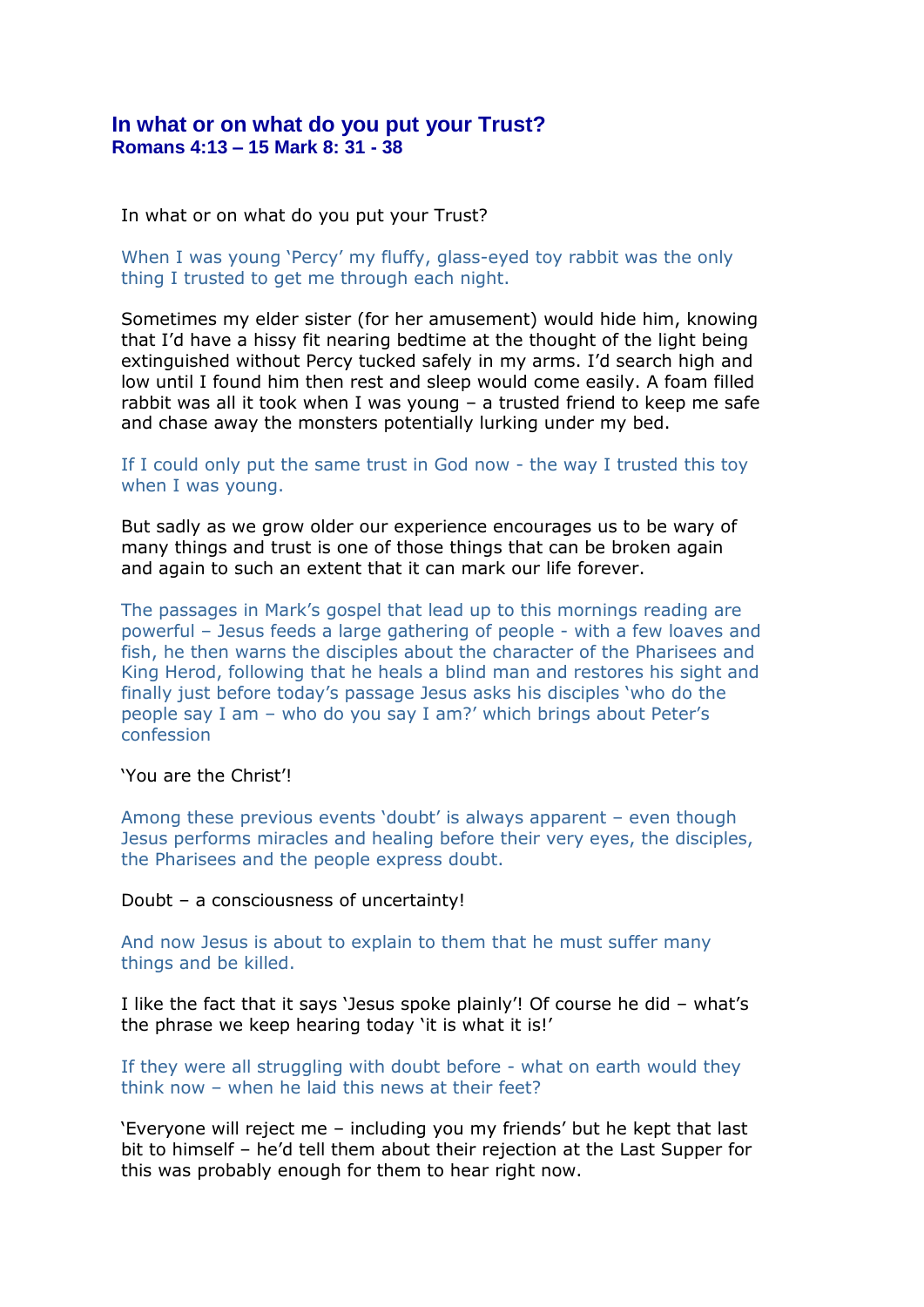## In what or on what do you put your Trust?
### Romans 4:13 – 15 Mark 8: 31 - 38

In what or on what do you put your Trust?

When I was young 'Percy' my fluffy, glass-eyed toy rabbit was the only thing I trusted to get me through each night.

Sometimes my elder sister (for her amusement) would hide him, knowing that I'd have a hissy fit nearing bedtime at the thought of the light being extinguished without Percy tucked safely in my arms. I'd search high and low until I found him then rest and sleep would come easily. A foam filled rabbit was all it took when I was young – a trusted friend to keep me safe and chase away the monsters potentially lurking under my bed.

If I could only put the same trust in God now - the way I trusted this toy when I was young.

But sadly as we grow older our experience encourages us to be wary of many things and trust is one of those things that can be broken again and again to such an extent that it can mark our life forever.

The passages in Mark's gospel that lead up to this mornings reading are powerful – Jesus feeds a large gathering of people - with a few loaves and fish, he then warns the disciples about the character of the Pharisees and King Herod, following that he heals a blind man and restores his sight and finally just before today's passage Jesus asks his disciples 'who do the people say I am – who do you say I am?' which brings about Peter's confession

'You are the Christ'!

Among these previous events 'doubt' is always apparent – even though Jesus performs miracles and healing before their very eyes, the disciples, the Pharisees and the people express doubt.

Doubt – a consciousness of uncertainty!

And now Jesus is about to explain to them that he must suffer many things and be killed.

I like the fact that it says 'Jesus spoke plainly'! Of course he did – what's the phrase we keep hearing today 'it is what it is!'

If they were all struggling with doubt before - what on earth would they think now – when he laid this news at their feet?

'Everyone will reject me – including you my friends' but he kept that last bit to himself – he'd tell them about their rejection at the Last Supper for this was probably enough for them to hear right now.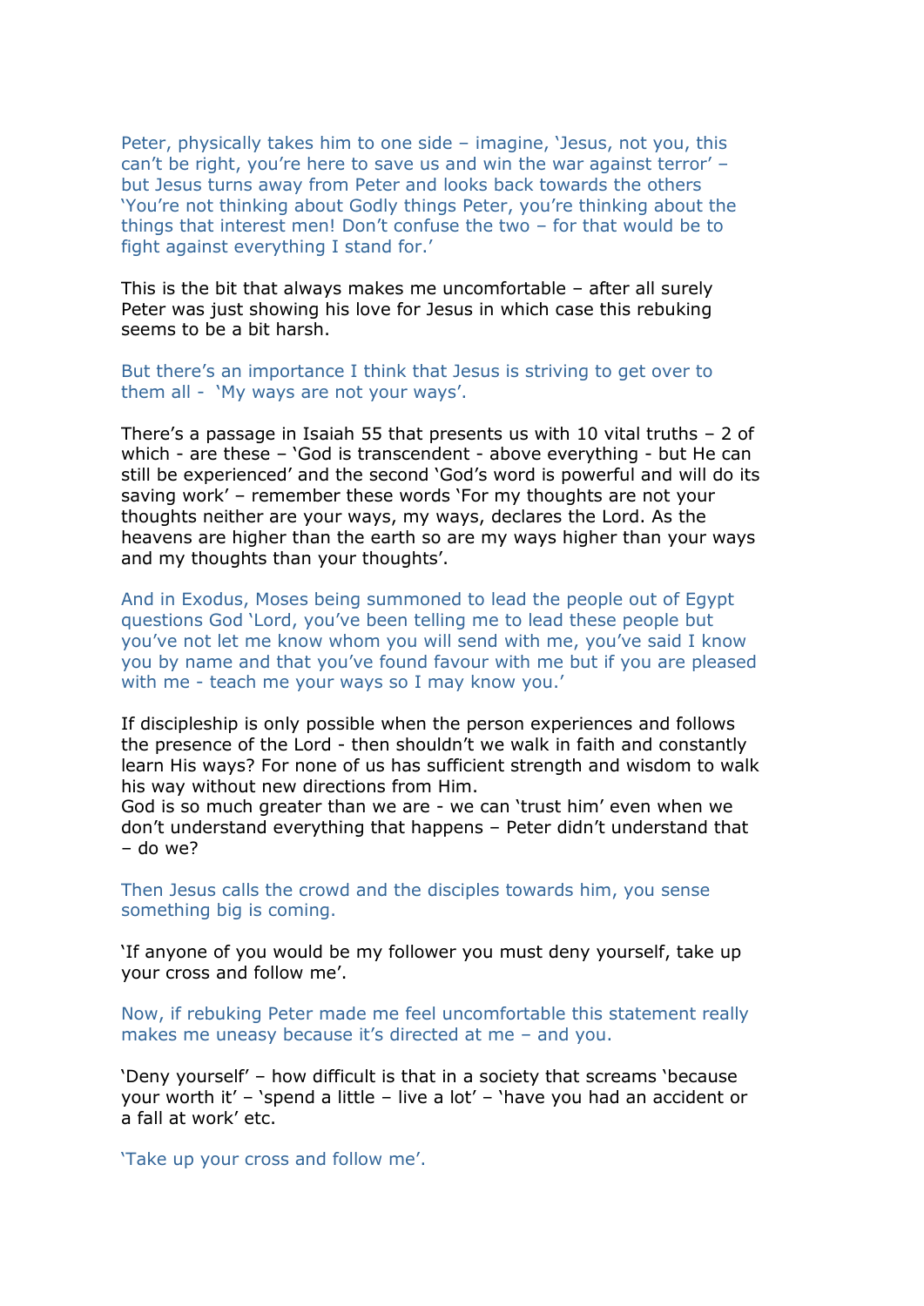Peter, physically takes him to one side – imagine, 'Jesus, not you, this can't be right, you're here to save us and win the war against terror' – but Jesus turns away from Peter and looks back towards the others 'You're not thinking about Godly things Peter, you're thinking about the things that interest men! Don't confuse the two – for that would be to fight against everything I stand for.'

This is the bit that always makes me uncomfortable – after all surely Peter was just showing his love for Jesus in which case this rebuking seems to be a bit harsh.

But there's an importance I think that Jesus is striving to get over to them all - 'My ways are not your ways'.

There's a passage in Isaiah 55 that presents us with 10 vital truths – 2 of which - are these – 'God is transcendent - above everything - but He can still be experienced' and the second 'God's word is powerful and will do its saving work' – remember these words 'For my thoughts are not your thoughts neither are your ways, my ways, declares the Lord. As the heavens are higher than the earth so are my ways higher than your ways and my thoughts than your thoughts'.

And in Exodus, Moses being summoned to lead the people out of Egypt questions God 'Lord, you've been telling me to lead these people but you've not let me know whom you will send with me, you've said I know you by name and that you've found favour with me but if you are pleased with me - teach me your ways so I may know you.'

If discipleship is only possible when the person experiences and follows the presence of the Lord - then shouldn't we walk in faith and constantly learn His ways? For none of us has sufficient strength and wisdom to walk his way without new directions from Him.
God is so much greater than we are - we can 'trust him' even when we don't understand everything that happens – Peter didn't understand that – do we?

Then Jesus calls the crowd and the disciples towards him, you sense something big is coming.

'If anyone of you would be my follower you must deny yourself, take up your cross and follow me'.

Now, if rebuking Peter made me feel uncomfortable this statement really makes me uneasy because it's directed at me – and you.

'Deny yourself' – how difficult is that in a society that screams 'because your worth it' – 'spend a little – live a lot' – 'have you had an accident or a fall at work' etc.

'Take up your cross and follow me'.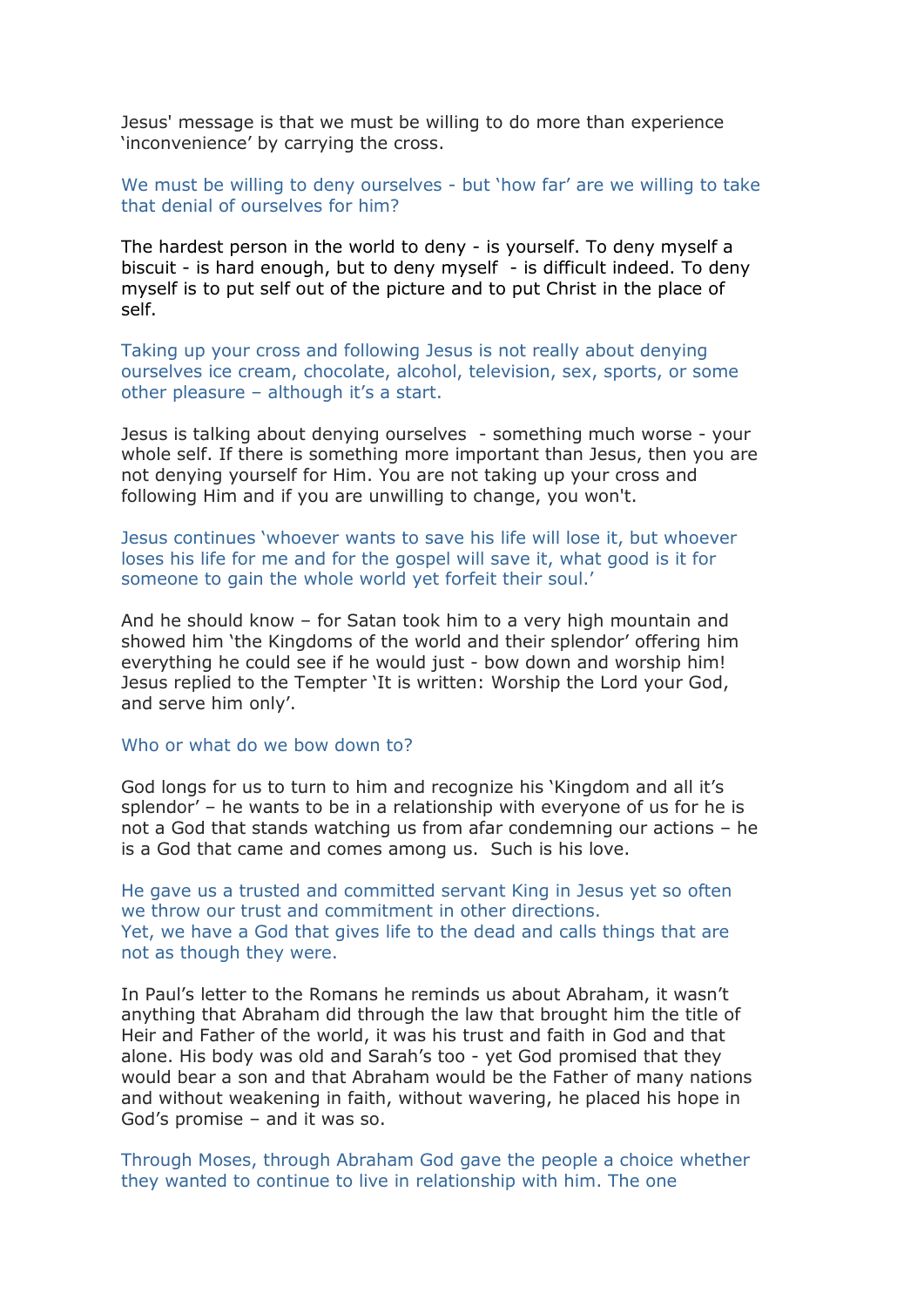Jesus' message is that we must be willing to do more than experience 'inconvenience' by carrying the cross.

We must be willing to deny ourselves - but 'how far' are we willing to take that denial of ourselves for him?

The hardest person in the world to deny - is yourself. To deny myself a biscuit - is hard enough, but to deny myself - is difficult indeed. To deny myself is to put self out of the picture and to put Christ in the place of self.

Taking up your cross and following Jesus is not really about denying ourselves ice cream, chocolate, alcohol, television, sex, sports, or some other pleasure – although it's a start.

Jesus is talking about denying ourselves - something much worse - your whole self. If there is something more important than Jesus, then you are not denying yourself for Him. You are not taking up your cross and following Him and if you are unwilling to change, you won't.

Jesus continues 'whoever wants to save his life will lose it, but whoever loses his life for me and for the gospel will save it, what good is it for someone to gain the whole world yet forfeit their soul.'

And he should know – for Satan took him to a very high mountain and showed him 'the Kingdoms of the world and their splendor' offering him everything he could see if he would just - bow down and worship him! Jesus replied to the Tempter 'It is written: Worship the Lord your God, and serve him only'.

Who or what do we bow down to?

God longs for us to turn to him and recognize his 'Kingdom and all it's splendor' – he wants to be in a relationship with everyone of us for he is not a God that stands watching us from afar condemning our actions – he is a God that came and comes among us. Such is his love.

He gave us a trusted and committed servant King in Jesus yet so often we throw our trust and commitment in other directions.
Yet, we have a God that gives life to the dead and calls things that are not as though they were.

In Paul's letter to the Romans he reminds us about Abraham, it wasn't anything that Abraham did through the law that brought him the title of Heir and Father of the world, it was his trust and faith in God and that alone. His body was old and Sarah's too - yet God promised that they would bear a son and that Abraham would be the Father of many nations and without weakening in faith, without wavering, he placed his hope in God's promise – and it was so.

Through Moses, through Abraham God gave the people a choice whether they wanted to continue to live in relationship with him. The one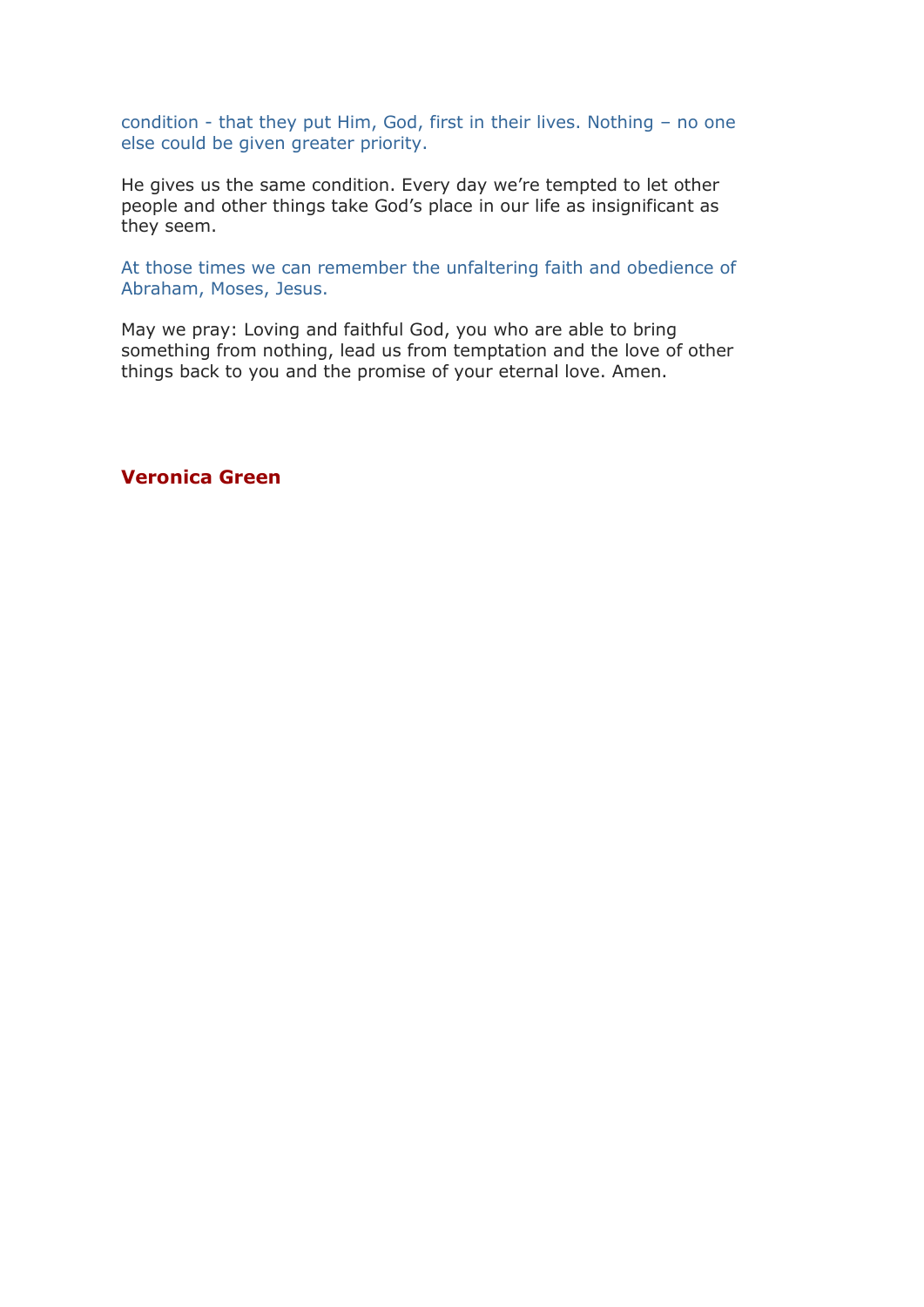condition - that they put Him, God, first in their lives. Nothing – no one else could be given greater priority.

He gives us the same condition. Every day we're tempted to let other people and other things take God's place in our life as insignificant as they seem.

At those times we can remember the unfaltering faith and obedience of Abraham, Moses, Jesus.

May we pray: Loving and faithful God, you who are able to bring something from nothing, lead us from temptation and the love of other things back to you and the promise of your eternal love. Amen.

**Veronica Green**